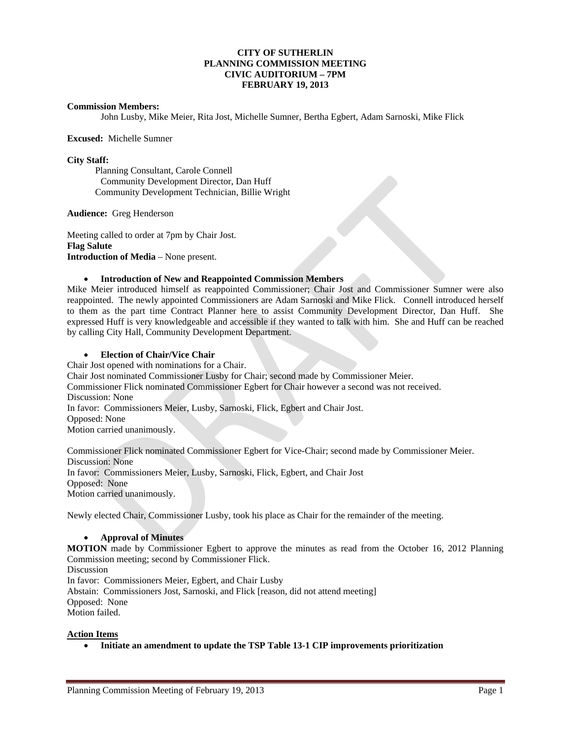**CITY OF SUTHERLIN**
**PLANNING COMMISSION MEETING**
**CIVIC AUDITORIUM – 7PM**
**FEBRUARY 19, 2013**

**Commission Members:**
John Lusby, Mike Meier, Rita Jost, Michelle Sumner, Bertha Egbert, Adam Sarnoski, Mike Flick

**Excused:** Michelle Sumner

**City Staff:**
Planning Consultant, Carole Connell
Community Development Director, Dan Huff
Community Development Technician, Billie Wright

**Audience:** Greg Henderson

Meeting called to order at 7pm by Chair Jost.
**Flag Salute**
**Introduction of Media** – None present.

- **Introduction of New and Reappointed Commission Members**

Mike Meier introduced himself as reappointed Commissioner; Chair Jost and Commissioner Sumner were also reappointed. The newly appointed Commissioners are Adam Sarnoski and Mike Flick. Connell introduced herself to them as the part time Contract Planner here to assist Community Development Director, Dan Huff. She expressed Huff is very knowledgeable and accessible if they wanted to talk with him. She and Huff can be reached by calling City Hall, Community Development Department.

- **Election of Chair/Vice Chair**

Chair Jost opened with nominations for a Chair.
Chair Jost nominated Commissioner Lusby for Chair; second made by Commissioner Meier.
Commissioner Flick nominated Commissioner Egbert for Chair however a second was not received.
Discussion: None
In favor: Commissioners Meier, Lusby, Sarnoski, Flick, Egbert and Chair Jost.
Opposed: None
Motion carried unanimously.

Commissioner Flick nominated Commissioner Egbert for Vice-Chair; second made by Commissioner Meier.
Discussion: None
In favor: Commissioners Meier, Lusby, Sarnoski, Flick, Egbert, and Chair Jost
Opposed: None
Motion carried unanimously.

Newly elected Chair, Commissioner Lusby, took his place as Chair for the remainder of the meeting.

- **Approval of Minutes**

**MOTION** made by Commissioner Egbert to approve the minutes as read from the October 16, 2012 Planning Commission meeting; second by Commissioner Flick.
Discussion
In favor: Commissioners Meier, Egbert, and Chair Lusby
Abstain: Commissioners Jost, Sarnoski, and Flick [reason, did not attend meeting]
Opposed: None
Motion failed.

**Action Items**

- **Initiate an amendment to update the TSP Table 13-1 CIP improvements prioritization**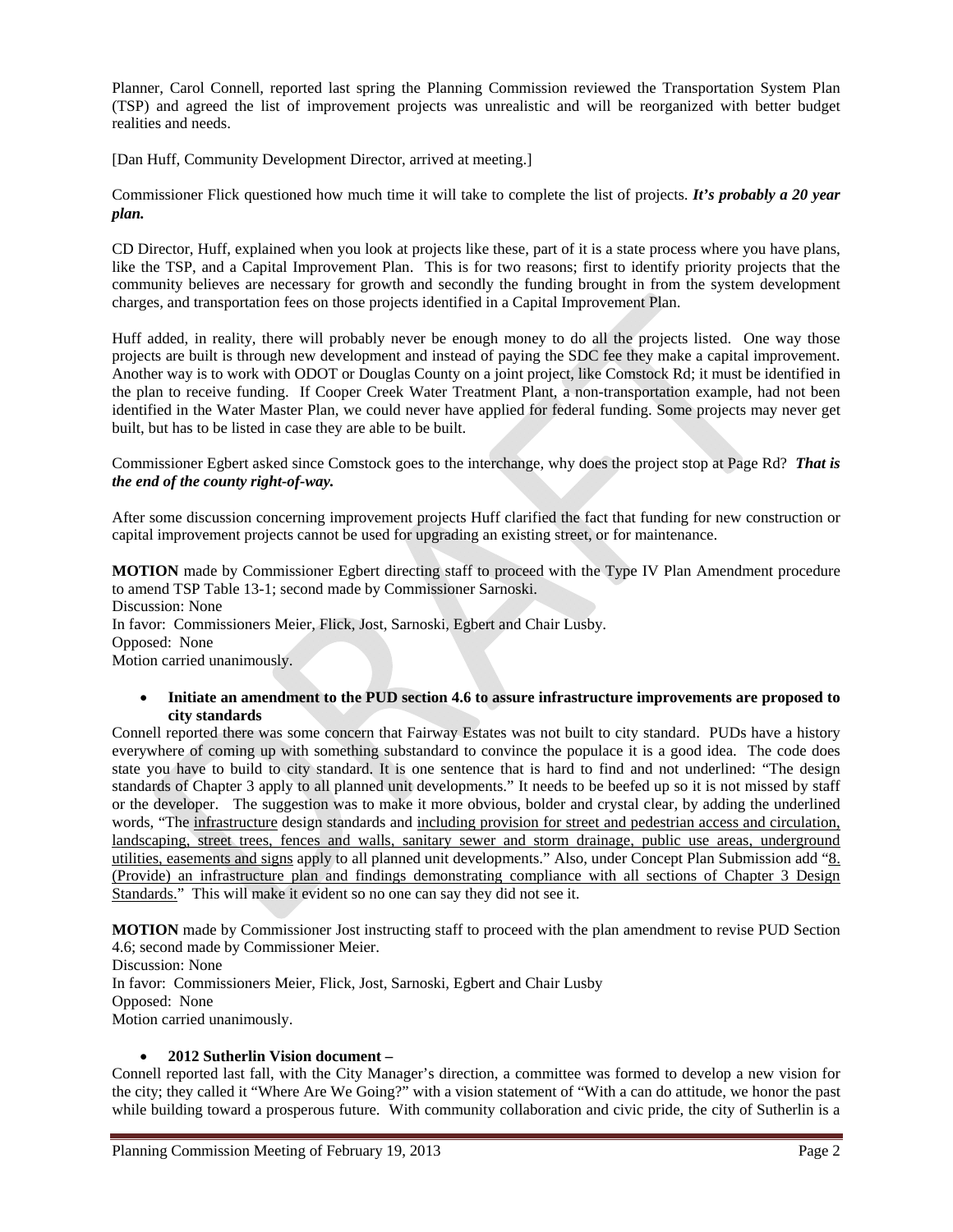Planner, Carol Connell, reported last spring the Planning Commission reviewed the Transportation System Plan (TSP) and agreed the list of improvement projects was unrealistic and will be reorganized with better budget realities and needs.

[Dan Huff, Community Development Director, arrived at meeting.]

Commissioner Flick questioned how much time it will take to complete the list of projects. ***It's probably a 20 year plan.***

CD Director, Huff, explained when you look at projects like these, part of it is a state process where you have plans, like the TSP, and a Capital Improvement Plan. This is for two reasons; first to identify priority projects that the community believes are necessary for growth and secondly the funding brought in from the system development charges, and transportation fees on those projects identified in a Capital Improvement Plan.

Huff added, in reality, there will probably never be enough money to do all the projects listed. One way those projects are built is through new development and instead of paying the SDC fee they make a capital improvement. Another way is to work with ODOT or Douglas County on a joint project, like Comstock Rd; it must be identified in the plan to receive funding. If Cooper Creek Water Treatment Plant, a non-transportation example, had not been identified in the Water Master Plan, we could never have applied for federal funding. Some projects may never get built, but has to be listed in case they are able to be built.

Commissioner Egbert asked since Comstock goes to the interchange, why does the project stop at Page Rd? ***That is the end of the county right-of-way.***

After some discussion concerning improvement projects Huff clarified the fact that funding for new construction or capital improvement projects cannot be used for upgrading an existing street, or for maintenance.

**MOTION** made by Commissioner Egbert directing staff to proceed with the Type IV Plan Amendment procedure to amend TSP Table 13-1; second made by Commissioner Sarnoski.
Discussion: None
In favor: Commissioners Meier, Flick, Jost, Sarnoski, Egbert and Chair Lusby.
Opposed: None
Motion carried unanimously.

- **Initiate an amendment to the PUD section 4.6 to assure infrastructure improvements are proposed to city standards**

Connell reported there was some concern that Fairway Estates was not built to city standard. PUDs have a history everywhere of coming up with something substandard to convince the populace it is a good idea. The code does state you have to build to city standard. It is one sentence that is hard to find and not underlined: "The design standards of Chapter 3 apply to all planned unit developments." It needs to be beefed up so it is not missed by staff or the developer. The suggestion was to make it more obvious, bolder and crystal clear, by adding the underlined words, "The <u>infrastructure</u> design standards and <u>including provision for street and pedestrian access and circulation, landscaping, street trees, fences and walls, sanitary sewer and storm drainage, public use areas, underground utilities, easements and signs</u> apply to all planned unit developments." Also, under Concept Plan Submission add "<u>8. (Provide) an infrastructure plan and findings demonstrating compliance with all sections of Chapter 3 Design Standards.</u>" This will make it evident so no one can say they did not see it.

**MOTION** made by Commissioner Jost instructing staff to proceed with the plan amendment to revise PUD Section 4.6; second made by Commissioner Meier.
Discussion: None
In favor: Commissioners Meier, Flick, Jost, Sarnoski, Egbert and Chair Lusby
Opposed: None
Motion carried unanimously.

- **2012 Sutherlin Vision document –**

Connell reported last fall, with the City Manager's direction, a committee was formed to develop a new vision for the city; they called it "Where Are We Going?" with a vision statement of "With a can do attitude, we honor the past while building toward a prosperous future. With community collaboration and civic pride, the city of Sutherlin is a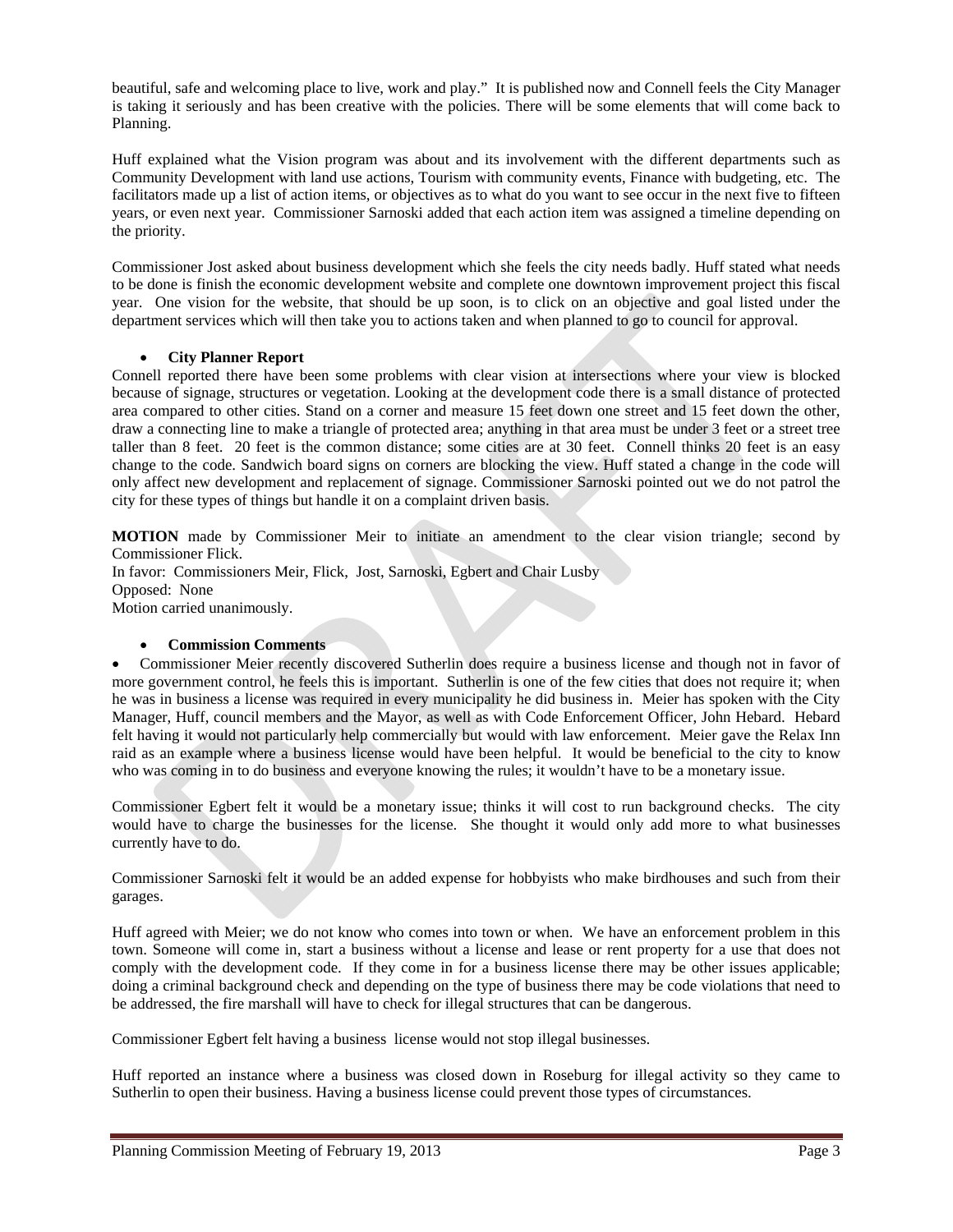beautiful, safe and welcoming place to live, work and play." It is published now and Connell feels the City Manager is taking it seriously and has been creative with the policies. There will be some elements that will come back to Planning.

Huff explained what the Vision program was about and its involvement with the different departments such as Community Development with land use actions, Tourism with community events, Finance with budgeting, etc. The facilitators made up a list of action items, or objectives as to what do you want to see occur in the next five to fifteen years, or even next year. Commissioner Sarnoski added that each action item was assigned a timeline depending on the priority.

Commissioner Jost asked about business development which she feels the city needs badly. Huff stated what needs to be done is finish the economic development website and complete one downtown improvement project this fiscal year. One vision for the website, that should be up soon, is to click on an objective and goal listed under the department services which will then take you to actions taken and when planned to go to council for approval.

- **City Planner Report**

Connell reported there have been some problems with clear vision at intersections where your view is blocked because of signage, structures or vegetation. Looking at the development code there is a small distance of protected area compared to other cities. Stand on a corner and measure 15 feet down one street and 15 feet down the other, draw a connecting line to make a triangle of protected area; anything in that area must be under 3 feet or a street tree taller than 8 feet. 20 feet is the common distance; some cities are at 30 feet. Connell thinks 20 feet is an easy change to the code. Sandwich board signs on corners are blocking the view. Huff stated a change in the code will only affect new development and replacement of signage. Commissioner Sarnoski pointed out we do not patrol the city for these types of things but handle it on a complaint driven basis.

**MOTION** made by Commissioner Meir to initiate an amendment to the clear vision triangle; second by Commissioner Flick.
In favor: Commissioners Meir, Flick, Jost, Sarnoski, Egbert and Chair Lusby
Opposed: None
Motion carried unanimously.

- **Commission Comments**

- Commissioner Meier recently discovered Sutherlin does require a business license and though not in favor of more government control, he feels this is important. Sutherlin is one of the few cities that does not require it; when he was in business a license was required in every municipality he did business in. Meier has spoken with the City Manager, Huff, council members and the Mayor, as well as with Code Enforcement Officer, John Hebard. Hebard felt having it would not particularly help commercially but would with law enforcement. Meier gave the Relax Inn raid as an example where a business license would have been helpful. It would be beneficial to the city to know who was coming in to do business and everyone knowing the rules; it wouldn't have to be a monetary issue.

Commissioner Egbert felt it would be a monetary issue; thinks it will cost to run background checks. The city would have to charge the businesses for the license. She thought it would only add more to what businesses currently have to do.

Commissioner Sarnoski felt it would be an added expense for hobbyists who make birdhouses and such from their garages.

Huff agreed with Meier; we do not know who comes into town or when. We have an enforcement problem in this town. Someone will come in, start a business without a license and lease or rent property for a use that does not comply with the development code. If they come in for a business license there may be other issues applicable; doing a criminal background check and depending on the type of business there may be code violations that need to be addressed, the fire marshall will have to check for illegal structures that can be dangerous.

Commissioner Egbert felt having a business license would not stop illegal businesses.

Huff reported an instance where a business was closed down in Roseburg for illegal activity so they came to Sutherlin to open their business. Having a business license could prevent those types of circumstances.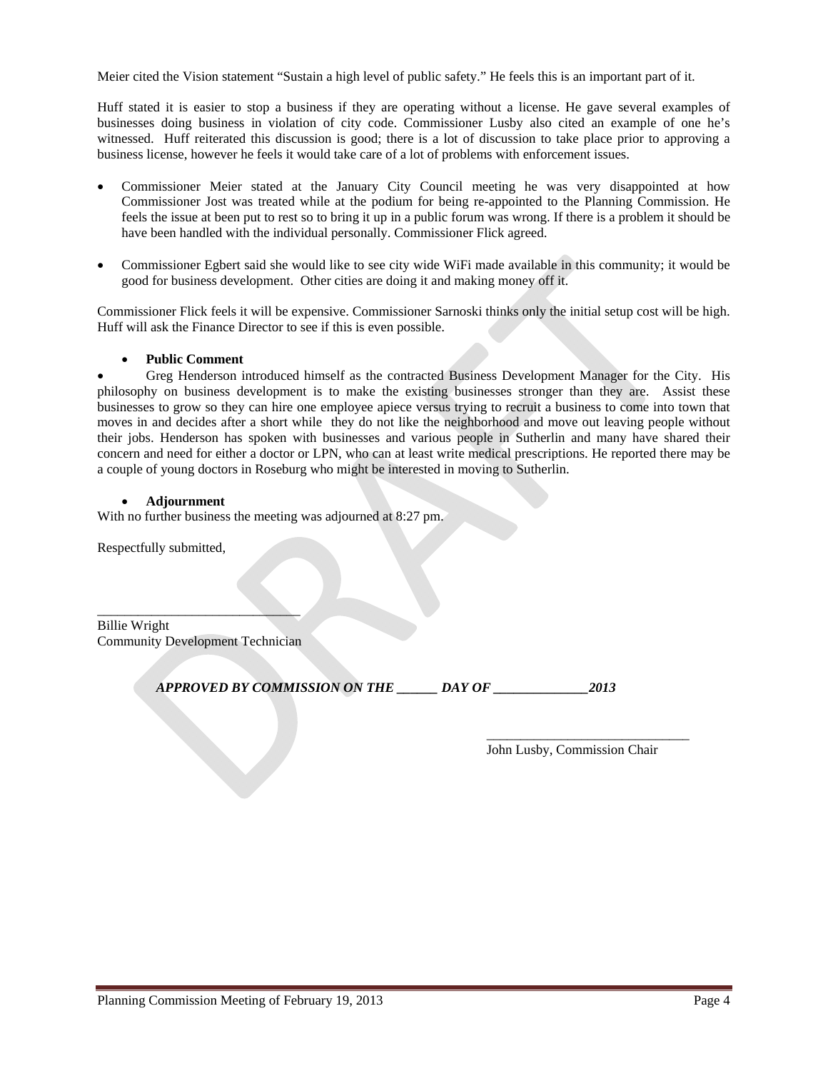Meier cited the Vision statement "Sustain a high level of public safety." He feels this is an important part of it.

Huff stated it is easier to stop a business if they are operating without a license. He gave several examples of businesses doing business in violation of city code. Commissioner Lusby also cited an example of one he's witnessed. Huff reiterated this discussion is good; there is a lot of discussion to take place prior to approving a business license, however he feels it would take care of a lot of problems with enforcement issues.

- Commissioner Meier stated at the January City Council meeting he was very disappointed at how Commissioner Jost was treated while at the podium for being re-appointed to the Planning Commission. He feels the issue at been put to rest so to bring it up in a public forum was wrong. If there is a problem it should be have been handled with the individual personally. Commissioner Flick agreed.

- Commissioner Egbert said she would like to see city wide WiFi made available in this community; it would be good for business development. Other cities are doing it and making money off it.

Commissioner Flick feels it will be expensive. Commissioner Sarnoski thinks only the initial setup cost will be high. Huff will ask the Finance Director to see if this is even possible.

- **Public Comment**

- Greg Henderson introduced himself as the contracted Business Development Manager for the City. His philosophy on business development is to make the existing businesses stronger than they are. Assist these businesses to grow so they can hire one employee apiece versus trying to recruit a business to come into town that moves in and decides after a short while they do not like the neighborhood and move out leaving people without their jobs. Henderson has spoken with businesses and various people in Sutherlin and many have shared their concern and need for either a doctor or LPN, who can at least write medical prescriptions. He reported there may be a couple of young doctors in Roseburg who might be interested in moving to Sutherlin.

- **Adjournment**

With no further business the meeting was adjourned at 8:27 pm.

Respectfully submitted,

______________________________
Billie Wright
Community Development Technician

***APPROVED BY COMMISSION ON THE ______ DAY OF ______________2013***

______________________________
John Lusby, Commission Chair